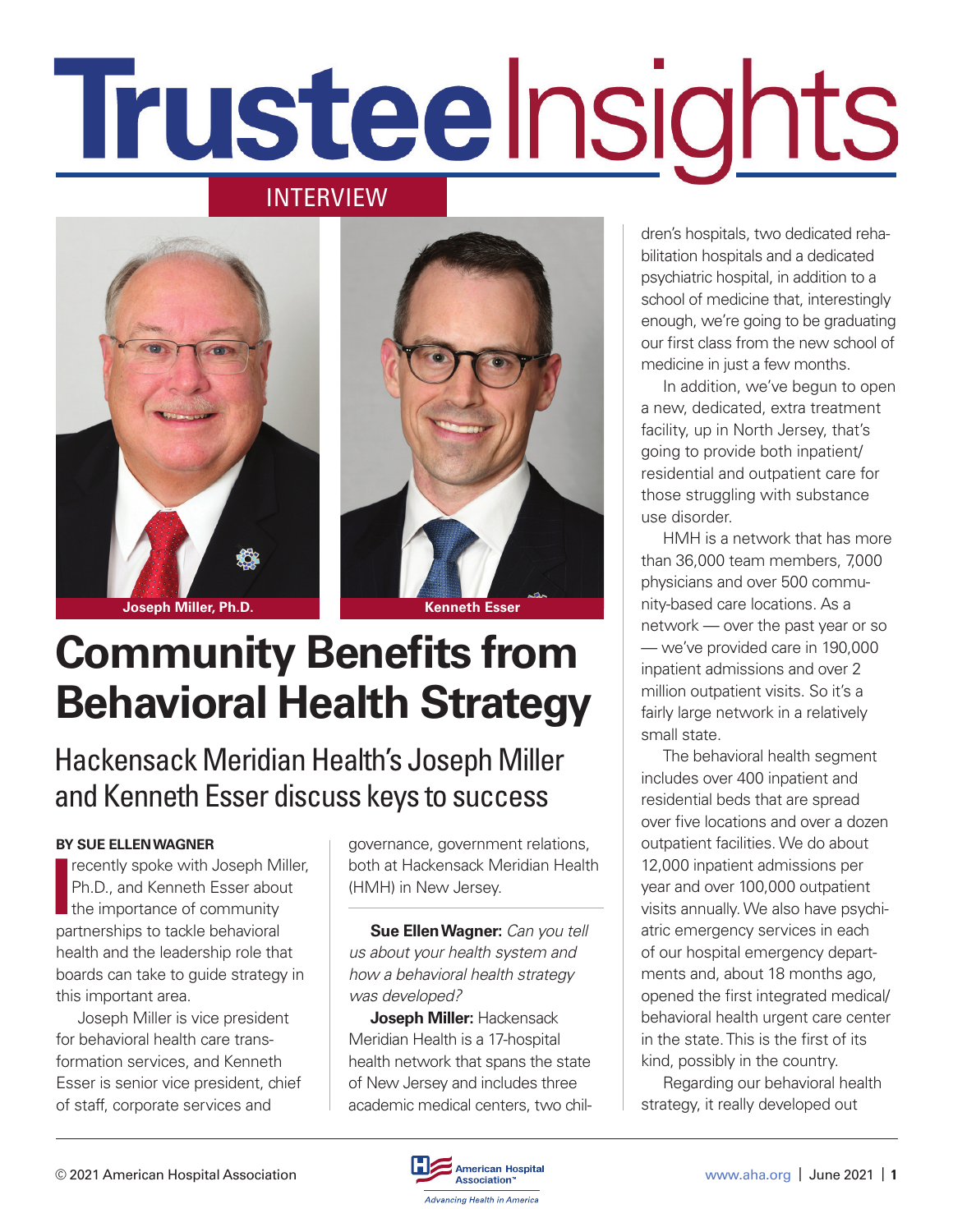# Trustee Insights

INTERVIEW

Joseph Miller, Ph.D.

Kenneth Esser

## Community Benefits from Behavioral Health Strategy

### Hackensack Meridian Health's Joseph Miller and Kenneth Esser discuss keys to success

**BY SUE ELLEN WAGNER**

I recently spoke with Joseph Miller, Ph.D., and Kenneth Esser about the importance of community partnerships to tackle behavioral health and the leadership role that boards can take to guide strategy in this important area.

Joseph Miller is vice president for behavioral health care transformation services, and Kenneth Esser is senior vice president, chief of staff, corporate services and governance, government relations, both at Hackensack Meridian Health (HMH) in New Jersey.

**Sue Ellen Wagner:** *Can you tell us about your health system and how a behavioral health strategy was developed?*

**Joseph Miller:** Hackensack Meridian Health is a 17-hospital health network that spans the state of New Jersey and includes three academic medical centers, two children's hospitals, two dedicated rehabilitation hospitals and a dedicated psychiatric hospital, in addition to a school of medicine that, interestingly enough, we're going to be graduating our first class from the new school of medicine in just a few months.

In addition, we've begun to open a new, dedicated, extra treatment facility, up in North Jersey, that's going to provide both inpatient/residential and outpatient care for those struggling with substance use disorder.

HMH is a network that has more than 36,000 team members, 7,000 physicians and over 500 community-based care locations. As a network — over the past year or so — we've provided care in 190,000 inpatient admissions and over 2 million outpatient visits. So it's a fairly large network in a relatively small state.

The behavioral health segment includes over 400 inpatient and residential beds that are spread over five locations and over a dozen outpatient facilities. We do about 12,000 inpatient admissions per year and over 100,000 outpatient visits annually. We also have psychiatric emergency services in each of our hospital emergency departments and, about 18 months ago, opened the first integrated medical/behavioral health urgent care center in the state. This is the first of its kind, possibly in the country.

Regarding our behavioral health strategy, it really developed out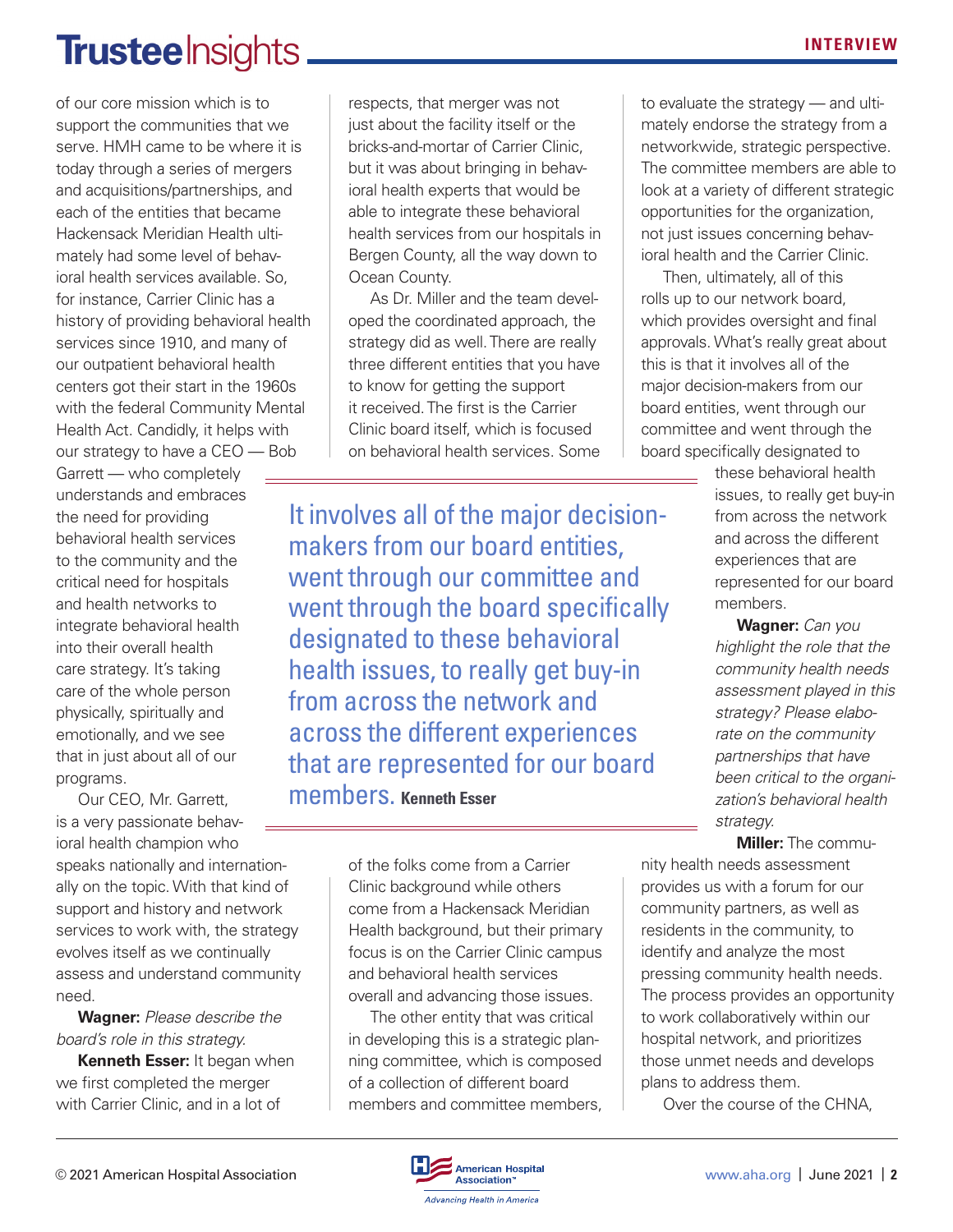of our core mission which is to support the communities that we serve. HMH came to be where it is today through a series of mergers and acquisitions/partnerships, and each of the entities that became Hackensack Meridian Health ultimately had some level of behavioral health services available. So, for instance, Carrier Clinic has a history of providing behavioral health services since 1910, and many of our outpatient behavioral health centers got their start in the 1960s with the federal Community Mental Health Act. Candidly, it helps with our strategy to have a CEO — Bob Garrett — who completely understands and embraces the need for providing behavioral health services to the community and the critical need for hospitals and health networks to integrate behavioral health into their overall health care strategy. It's taking care of the whole person physically, spiritually and emotionally, and we see that in just about all of our programs.

Our CEO, Mr. Garrett, is a very passionate behavioral health champion who speaks nationally and internationally on the topic. With that kind of support and history and network services to work with, the strategy evolves itself as we continually assess and understand community need.

**Wagner:** *Please describe the board's role in this strategy.*

**Kenneth Esser:** It began when we first completed the merger with Carrier Clinic, and in a lot of respects, that merger was not just about the facility itself or the bricks-and-mortar of Carrier Clinic, but it was about bringing in behavioral health experts that would be able to integrate these behavioral health services from our hospitals in Bergen County, all the way down to Ocean County.

As Dr. Miller and the team developed the coordinated approach, the strategy did as well. There are really three different entities that you have to know for getting the support it received. The first is the Carrier Clinic board itself, which is focused on behavioral health services. Some of the folks come from a Carrier Clinic background while others come from a Hackensack Meridian Health background, but their primary focus is on the Carrier Clinic campus and behavioral health services overall and advancing those issues.

The other entity that was critical in developing this is a strategic planning committee, which is composed of a collection of different board members and committee members, to evaluate the strategy — and ultimately endorse the strategy from a networkwide, strategic perspective. The committee members are able to look at a variety of different strategic opportunities for the organization, not just issues concerning behavioral health and the Carrier Clinic.

Then, ultimately, all of this rolls up to our network board, which provides oversight and final approvals. What's really great about this is that it involves all of the major decision-makers from our board entities, went through our committee and went through the board specifically designated to these behavioral health issues, to really get buy-in from across the network and across the different experiences that are represented for our board members.

> It involves all of the major decision-makers from our board entities, went through our committee and went through the board specifically designated to these behavioral health issues, to really get buy-in from across the network and across the different experiences that are represented for our board members. **Kenneth Esser**

**Wagner:** *Can you highlight the role that the community health needs assessment played in this strategy? Please elaborate on the community partnerships that have been critical to the organization's behavioral health strategy.*

**Miller:** The community health needs assessment provides us with a forum for our community partners, as well as residents in the community, to identify and analyze the most pressing community health needs. The process provides an opportunity to work collaboratively within our hospital network, and prioritizes those unmet needs and develops plans to address them.

Over the course of the CHNA,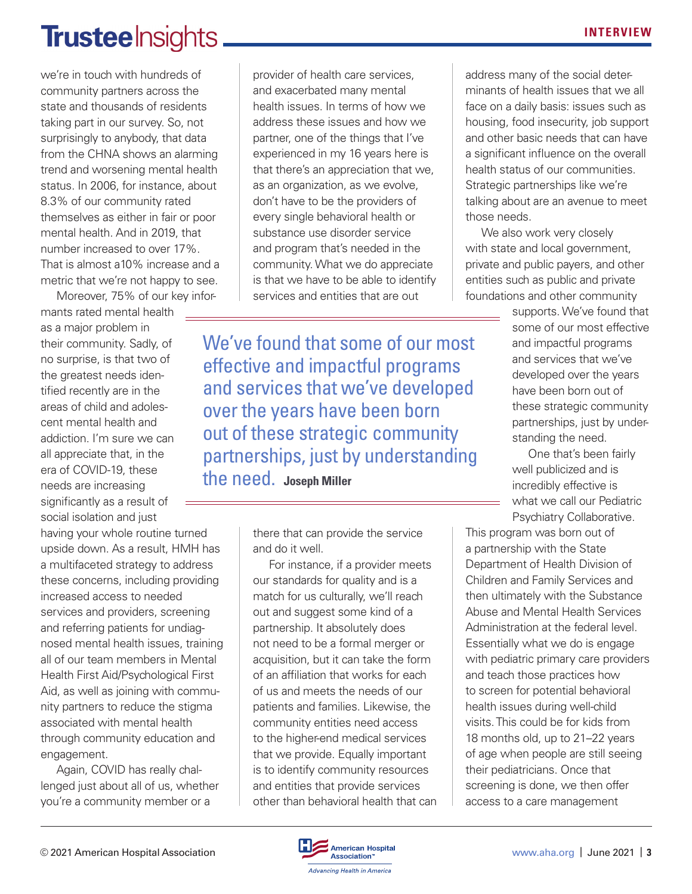we're in touch with hundreds of community partners across the state and thousands of residents taking part in our survey. So, not surprisingly to anybody, that data from the CHNA shows an alarming trend and worsening mental health status. In 2006, for instance, about 8.3% of our community rated themselves as either in fair or poor mental health. And in 2019, that number increased to over 17%. That is almost a10% increase and a metric that we're not happy to see.

Moreover, 75% of our key informants rated mental health as a major problem in their community. Sadly, of no surprise, is that two of the greatest needs identified recently are in the areas of child and adolescent mental health and addiction. I'm sure we can all appreciate that, in the era of COVID-19, these needs are increasing significantly as a result of social isolation and just having your whole routine turned upside down. As a result, HMH has a multifaceted strategy to address these concerns, including providing increased access to needed services and providers, screening and referring patients for undiagnosed mental health issues, training all of our team members in Mental Health First Aid/Psychological First Aid, as well as joining with community partners to reduce the stigma associated with mental health through community education and engagement.

Again, COVID has really challenged just about all of us, whether you're a community member or a provider of health care services, and exacerbated many mental health issues. In terms of how we address these issues and how we partner, one of the things that I've experienced in my 16 years here is that there's an appreciation that we, as an organization, as we evolve, don't have to be the providers of every single behavioral health or substance use disorder service and program that's needed in the community. What we do appreciate is that we have to be able to identify services and entities that are out there that can provide the service and do it well.

> We've found that some of our most effective and impactful programs and services that we've developed over the years have been born out of these strategic community partnerships, just by understanding the need. **Joseph Miller**

For instance, if a provider meets our standards for quality and is a match for us culturally, we'll reach out and suggest some kind of a partnership. It absolutely does not need to be a formal merger or acquisition, but it can take the form of an affiliation that works for each of us and meets the needs of our patients and families. Likewise, the community entities need access to the higher-end medical services that we provide. Equally important is to identify community resources and entities that provide services other than behavioral health that can address many of the social determinants of health issues that we all face on a daily basis: issues such as housing, food insecurity, job support and other basic needs that can have a significant influence on the overall health status of our communities. Strategic partnerships like we're talking about are an avenue to meet those needs.

We also work very closely with state and local government, private and public payers, and other entities such as public and private foundations and other community supports. We've found that some of our most effective and impactful programs and services that we've developed over the years have been born out of these strategic community partnerships, just by understanding the need.

One that's been fairly well publicized and is incredibly effective is what we call our Pediatric Psychiatry Collaborative. This program was born out of a partnership with the State Department of Health Division of Children and Family Services and then ultimately with the Substance Abuse and Mental Health Services Administration at the federal level. Essentially what we do is engage with pediatric primary care providers and teach those practices how to screen for potential behavioral health issues during well-child visits. This could be for kids from 18 months old, up to 21–22 years of age when people are still seeing their pediatricians. Once that screening is done, we then offer access to a care management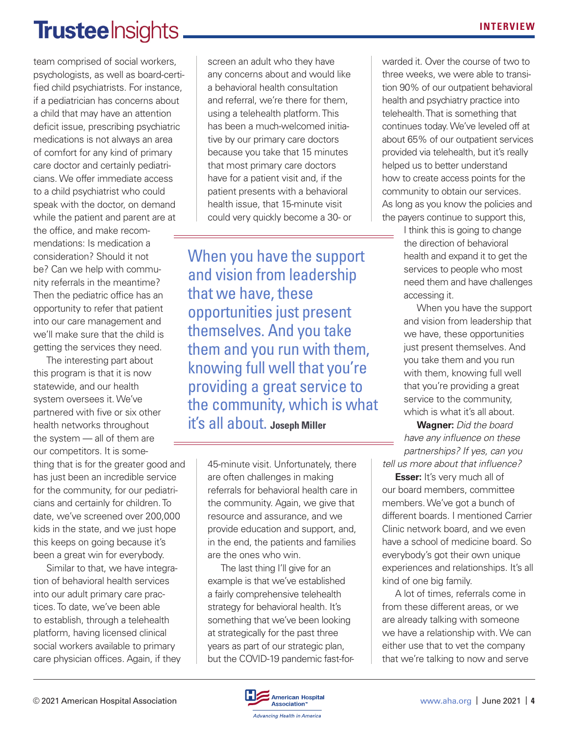team comprised of social workers, psychologists, as well as board-certified child psychiatrists. For instance, if a pediatrician has concerns about a child that may have an attention deficit issue, prescribing psychiatric medications is not always an area of comfort for any kind of primary care doctor and certainly pediatricians. We offer immediate access to a child psychiatrist who could speak with the doctor, on demand while the patient and parent are at the office, and make recommendations: Is medication a consideration? Should it not be? Can we help with community referrals in the meantime? Then the pediatric office has an opportunity to refer that patient into our care management and we'll make sure that the child is getting the services they need.

The interesting part about this program is that it is now statewide, and our health system oversees it. We've partnered with five or six other health networks throughout the system — all of them are our competitors. It is something that is for the greater good and has just been an incredible service for the community, for our pediatricians and certainly for children. To date, we've screened over 200,000 kids in the state, and we just hope this keeps on going because it's been a great win for everybody.

Similar to that, we have integration of behavioral health services into our adult primary care practices. To date, we've been able to establish, through a telehealth platform, having licensed clinical social workers available to primary care physician offices. Again, if they screen an adult who they have any concerns about and would like a behavioral health consultation and referral, we're there for them, using a telehealth platform. This has been a much-welcomed initiative by our primary care doctors because you take that 15 minutes that most primary care doctors have for a patient visit and, if the patient presents with a behavioral health issue, that 15-minute visit could very quickly become a 30- or 45-minute visit. Unfortunately, there are often challenges in making referrals for behavioral health care in the community. Again, we give that resource and assurance, and we provide education and support, and, in the end, the patients and families are the ones who win.

> When you have the support and vision from leadership that we have, these opportunities just present themselves. And you take them and you run with them, knowing full well that you're providing a great service to the community, which is what it's all about. **Joseph Miller**

The last thing I'll give for an example is that we've established a fairly comprehensive telehealth strategy for behavioral health. It's something that we've been looking at strategically for the past three years as part of our strategic plan, but the COVID-19 pandemic fast-forwarded it. Over the course of two to three weeks, we were able to transition 90% of our outpatient behavioral health and psychiatry practice into telehealth. That is something that continues today. We've leveled off at about 65% of our outpatient services provided via telehealth, but it's really helped us to better understand how to create access points for the community to obtain our services. As long as you know the policies and the payers continue to support this, I think this is going to change the direction of behavioral health and expand it to get the services to people who most need them and have challenges accessing it.

When you have the support and vision from leadership that we have, these opportunities just present themselves. And you take them and you run with them, knowing full well that you're providing a great service to the community, which is what it's all about.

**Wagner:** *Did the board have any influence on these partnerships? If yes, can you tell us more about that influence?*

**Esser:** It's very much all of our board members, committee members. We've got a bunch of different boards. I mentioned Carrier Clinic network board, and we even have a school of medicine board. So everybody's got their own unique experiences and relationships. It's all kind of one big family.

A lot of times, referrals come in from these different areas, or we are already talking with someone we have a relationship with. We can either use that to vet the company that we're talking to now and serve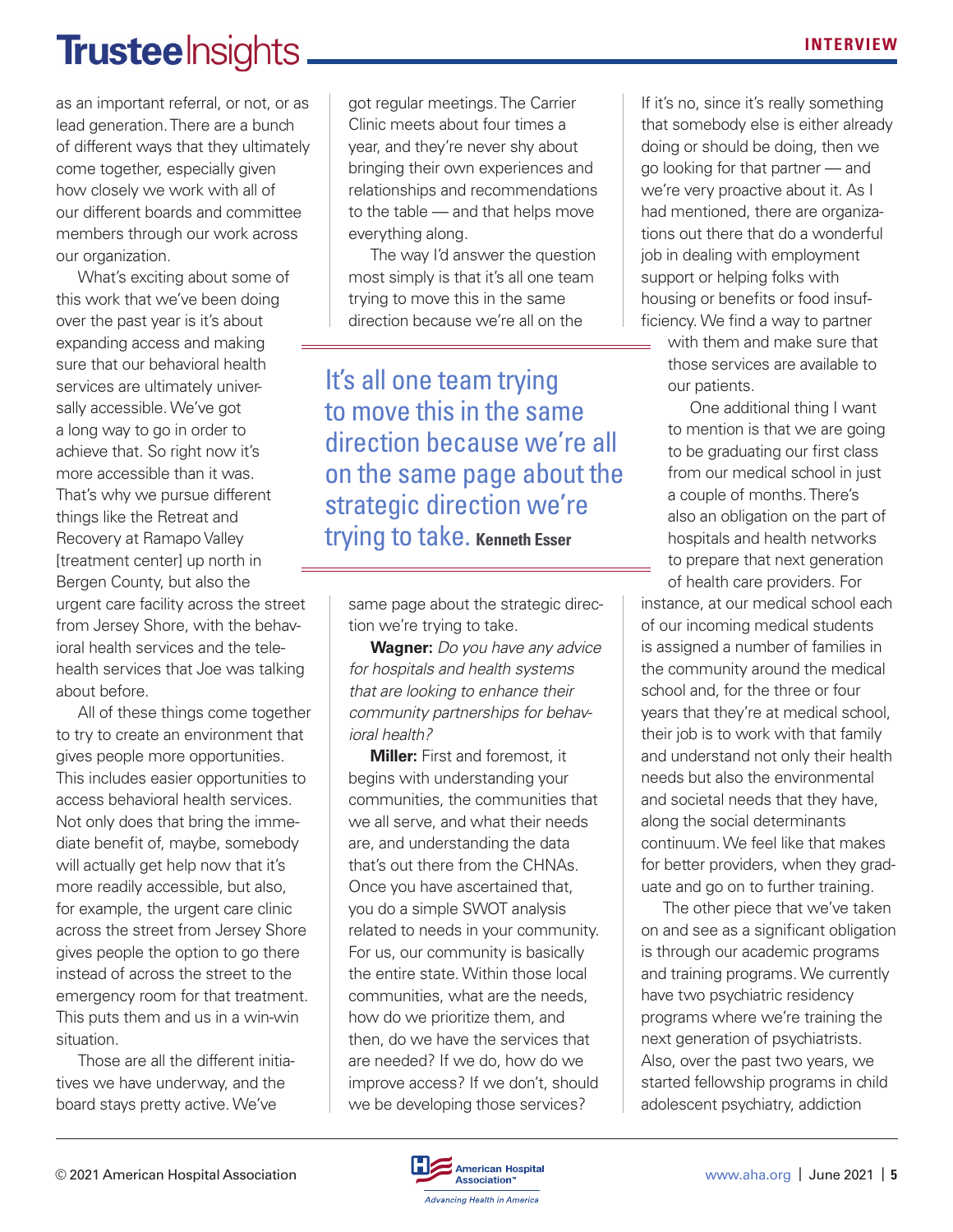as an important referral, or not, or as lead generation. There are a bunch of different ways that they ultimately come together, especially given how closely we work with all of our different boards and committee members through our work across our organization.

What's exciting about some of this work that we've been doing over the past year is it's about expanding access and making sure that our behavioral health services are ultimately universally accessible. We've got a long way to go in order to achieve that. So right now it's more accessible than it was. That's why we pursue different things like the Retreat and Recovery at Ramapo Valley [treatment center] up north in Bergen County, but also the urgent care facility across the street from Jersey Shore, with the behavioral health services and the telehealth services that Joe was talking about before.

All of these things come together to try to create an environment that gives people more opportunities. This includes easier opportunities to access behavioral health services. Not only does that bring the immediate benefit of, maybe, somebody will actually get help now that it's more readily accessible, but also, for example, the urgent care clinic across the street from Jersey Shore gives people the option to go there instead of across the street to the emergency room for that treatment. This puts them and us in a win-win situation.

Those are all the different initiatives we have underway, and the board stays pretty active. We've got regular meetings. The Carrier Clinic meets about four times a year, and they're never shy about bringing their own experiences and relationships and recommendations to the table — and that helps move everything along.

The way I'd answer the question most simply is that it's all one team trying to move this in the same direction because we're all on the same page about the strategic direction we're trying to take.

> It's all one team trying to move this in the same direction because we're all on the same page about the strategic direction we're trying to take. **Kenneth Esser**

**Wagner:** *Do you have any advice for hospitals and health systems that are looking to enhance their community partnerships for behavioral health?*

**Miller:** First and foremost, it begins with understanding your communities, the communities that we all serve, and what their needs are, and understanding the data that's out there from the CHNAs. Once you have ascertained that, you do a simple SWOT analysis related to needs in your community. For us, our community is basically the entire state. Within those local communities, what are the needs, how do we prioritize them, and then, do we have the services that are needed? If we do, how do we improve access? If we don't, should we be developing those services? If it's no, since it's really something that somebody else is either already doing or should be doing, then we go looking for that partner — and we're very proactive about it. As I had mentioned, there are organizations out there that do a wonderful job in dealing with employment support or helping folks with housing or benefits or food insufficiency. We find a way to partner with them and make sure that those services are available to our patients.

One additional thing I want to mention is that we are going to be graduating our first class from our medical school in just a couple of months. There's also an obligation on the part of hospitals and health networks to prepare that next generation of health care providers. For instance, at our medical school each of our incoming medical students is assigned a number of families in the community around the medical school and, for the three or four years that they're at medical school, their job is to work with that family and understand not only their health needs but also the environmental and societal needs that they have, along the social determinants continuum. We feel like that makes for better providers, when they graduate and go on to further training.

The other piece that we've taken on and see as a significant obligation is through our academic programs and training programs. We currently have two psychiatric residency programs where we're training the next generation of psychiatrists. Also, over the past two years, we started fellowship programs in child adolescent psychiatry, addiction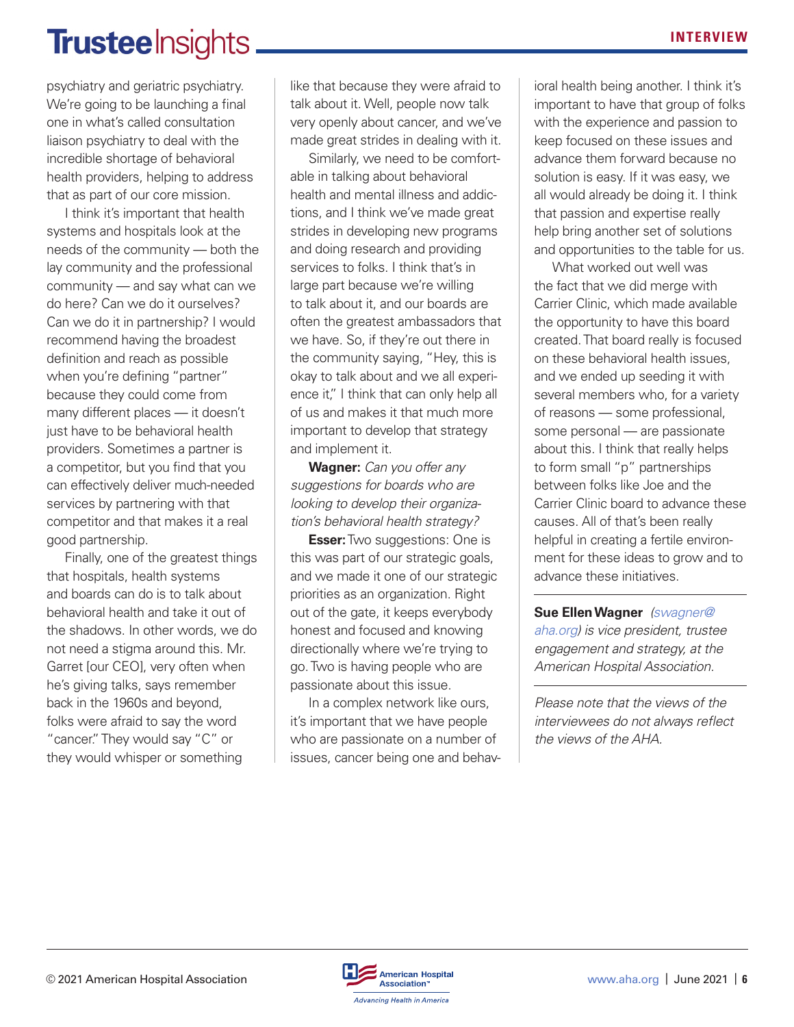psychiatry and geriatric psychiatry. We're going to be launching a final one in what's called consultation liaison psychiatry to deal with the incredible shortage of behavioral health providers, helping to address that as part of our core mission.

I think it's important that health systems and hospitals look at the needs of the community — both the lay community and the professional community — and say what can we do here? Can we do it ourselves? Can we do it in partnership? I would recommend having the broadest definition and reach as possible when you're defining "partner" because they could come from many different places — it doesn't just have to be behavioral health providers. Sometimes a partner is a competitor, but you find that you can effectively deliver much-needed services by partnering with that competitor and that makes it a real good partnership.

Finally, one of the greatest things that hospitals, health systems and boards can do is to talk about behavioral health and take it out of the shadows. In other words, we do not need a stigma around this. Mr. Garret [our CEO], very often when he's giving talks, says remember back in the 1960s and beyond, folks were afraid to say the word "cancer." They would say "C" or they would whisper or something like that because they were afraid to talk about it. Well, people now talk very openly about cancer, and we've made great strides in dealing with it.

Similarly, we need to be comfortable in talking about behavioral health and mental illness and addictions, and I think we've made great strides in developing new programs and doing research and providing services to folks. I think that's in large part because we're willing to talk about it, and our boards are often the greatest ambassadors that we have. So, if they're out there in the community saying, "Hey, this is okay to talk about and we all experience it," I think that can only help all of us and makes it that much more important to develop that strategy and implement it.

**Wagner:** *Can you offer any suggestions for boards who are looking to develop their organization's behavioral health strategy?*

**Esser:** Two suggestions: One is this was part of our strategic goals, and we made it one of our strategic priorities as an organization. Right out of the gate, it keeps everybody honest and focused and knowing directionally where we're trying to go. Two is having people who are passionate about this issue.

In a complex network like ours, it's important that we have people who are passionate on a number of issues, cancer being one and behavioral health being another. I think it's important to have that group of folks with the experience and passion to keep focused on these issues and advance them forward because no solution is easy. If it was easy, we all would already be doing it. I think that passion and expertise really help bring another set of solutions and opportunities to the table for us.

What worked out well was the fact that we did merge with Carrier Clinic, which made available the opportunity to have this board created. That board really is focused on these behavioral health issues, and we ended up seeding it with several members who, for a variety of reasons — some professional, some personal — are passionate about this. I think that really helps to form small "p" partnerships between folks like Joe and the Carrier Clinic board to advance these causes. All of that's been really helpful in creating a fertile environment for these ideas to grow and to advance these initiatives.

---

**Sue Ellen Wagner** *(swagner@aha.org) is vice president, trustee engagement and strategy, at the American Hospital Association.*

---

*Please note that the views of the interviewees do not always reflect the views of the AHA.*